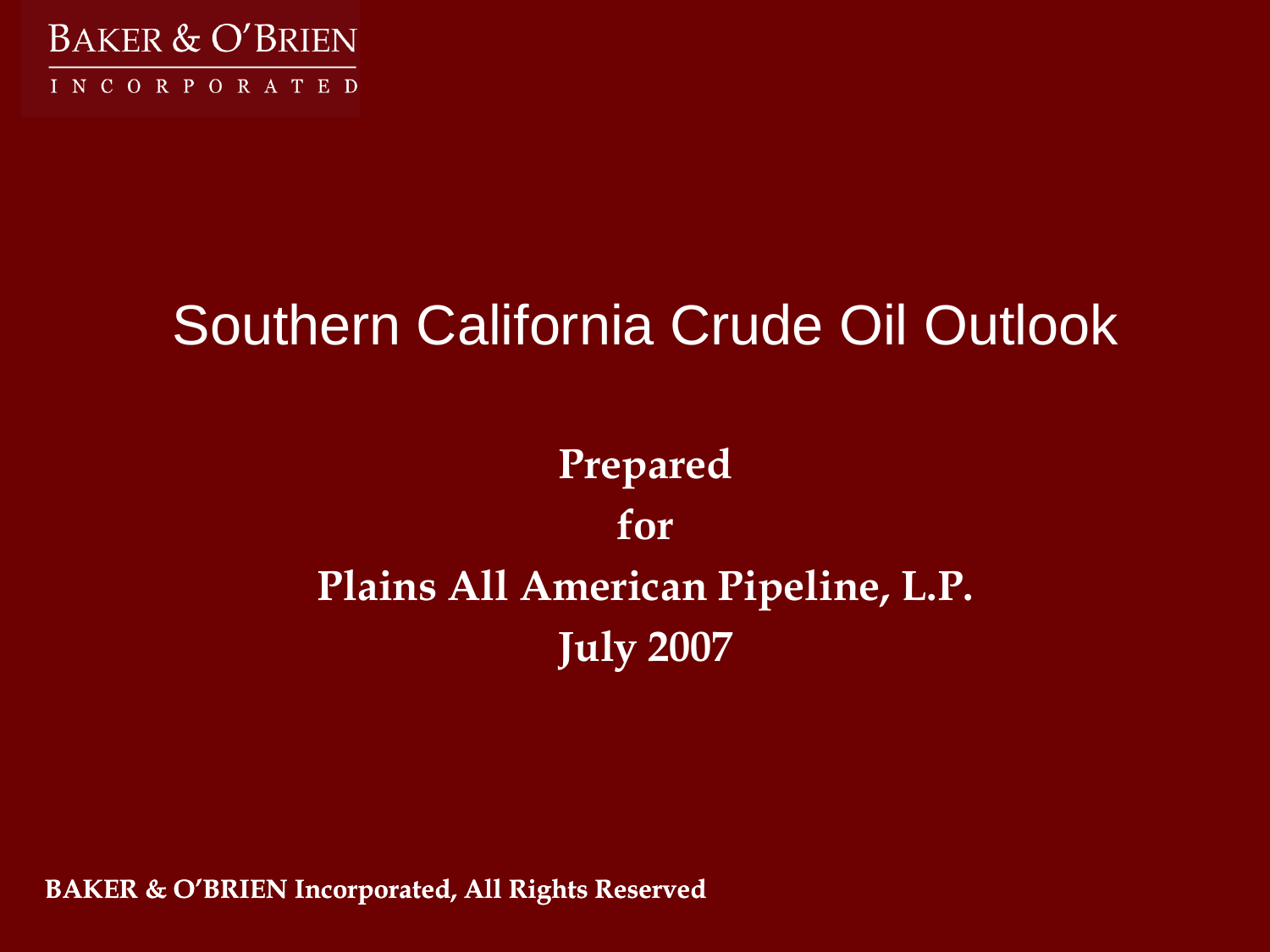BAKER & O'BRIEN
INCORPORATED

# Southern California Crude Oil Outlook

**Prepared**

**for**

**Plains All American Pipeline, L.P.**

**July 2007**

**BAKER & O'BRIEN Incorporated, All Rights Reserved**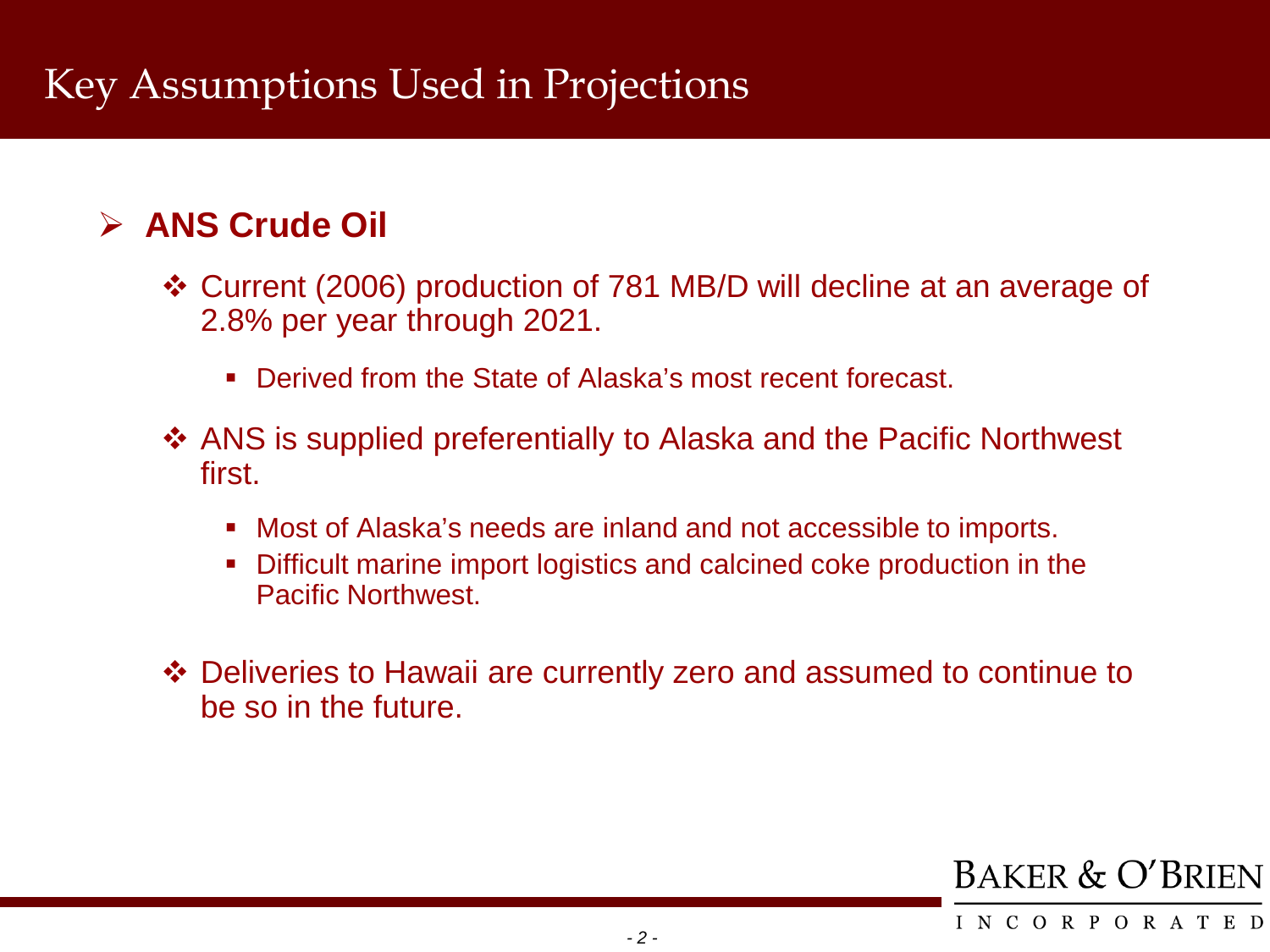# Key Assumptions Used in Projections

## ANS Crude Oil

- Current (2006) production of 781 MB/D will decline at an average of 2.8% per year through 2021.
  - Derived from the State of Alaska's most recent forecast.
- ANS is supplied preferentially to Alaska and the Pacific Northwest first.
  - Most of Alaska's needs are inland and not accessible to imports.
  - Difficult marine import logistics and calcined coke production in the Pacific Northwest.
- Deliveries to Hawaii are currently zero and assumed to continue to be so in the future.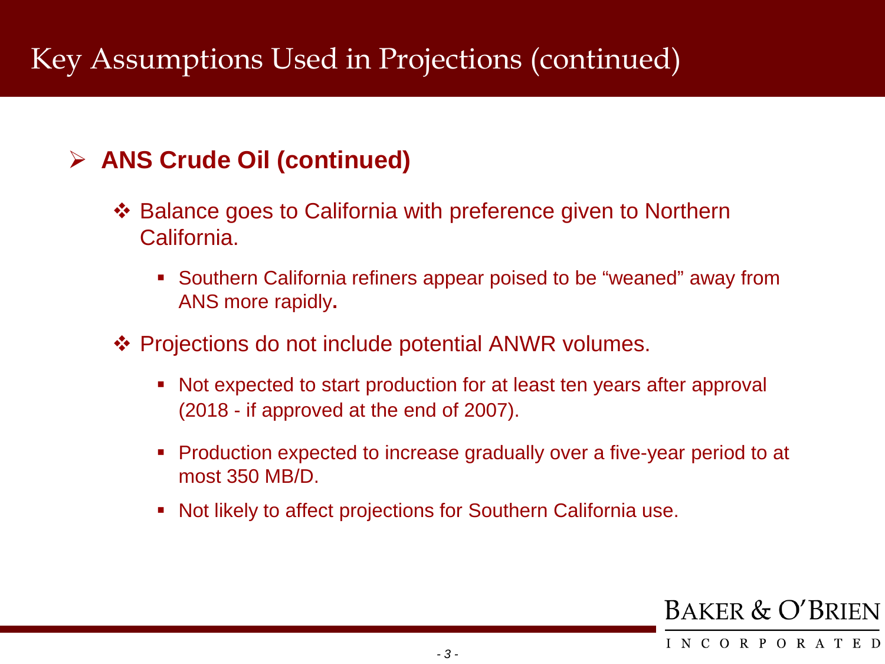# Key Assumptions Used in Projections (continued)

## ANS Crude Oil (continued)

- Balance goes to California with preference given to Northern California.
  - Southern California refiners appear poised to be “weaned” away from ANS more rapidly**.**
- Projections do not include potential ANWR volumes.
  - Not expected to start production for at least ten years after approval (2018 - if approved at the end of 2007).
  - Production expected to increase gradually over a five-year period to at most 350 MB/D.
  - Not likely to affect projections for Southern California use.

BAKER & O’BRIEN INCORPORATED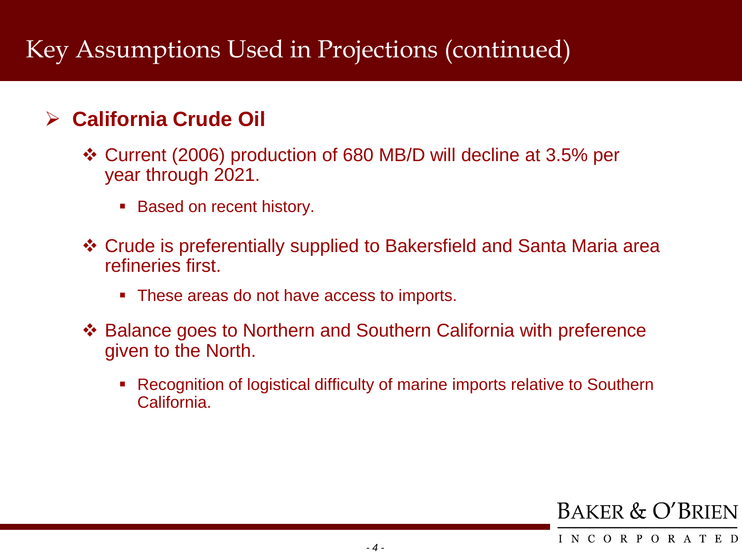# Key Assumptions Used in Projections (continued)

## California Crude Oil

- Current (2006) production of 680 MB/D will decline at 3.5% per year through 2021.
  - Based on recent history.
- Crude is preferentially supplied to Bakersfield and Santa Maria area refineries first.
  - These areas do not have access to imports.
- Balance goes to Northern and Southern California with preference given to the North.
  - Recognition of logistical difficulty of marine imports relative to Southern California.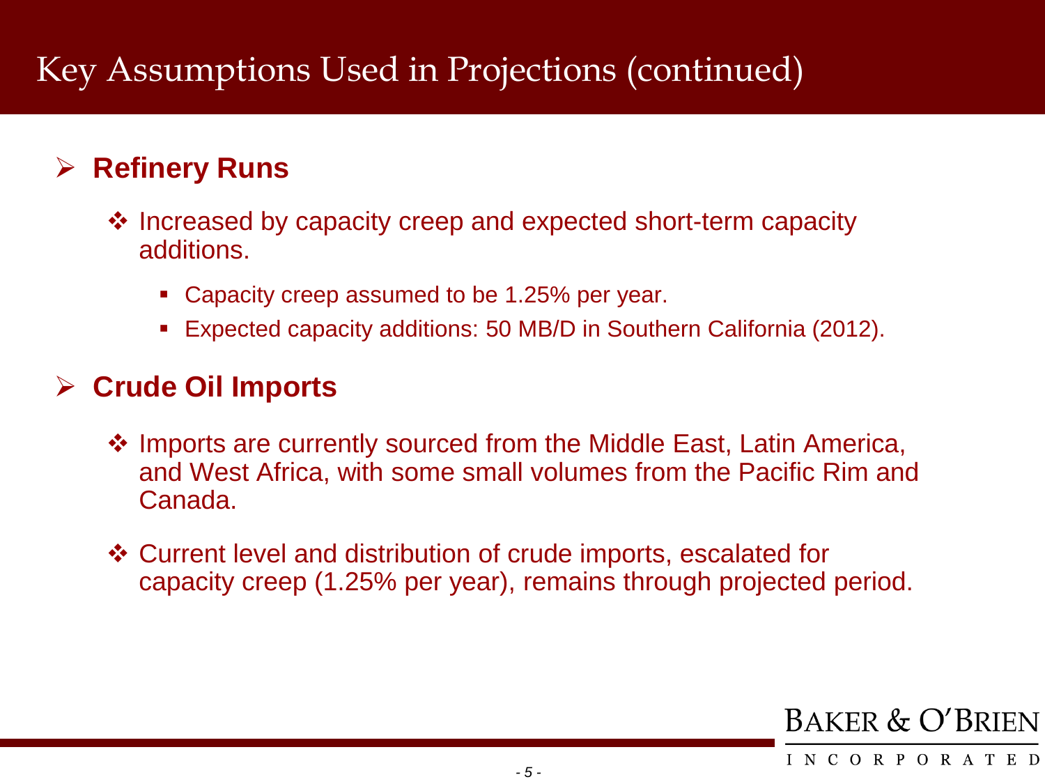# Key Assumptions Used in Projections (continued)

## Refinery Runs

- Increased by capacity creep and expected short-term capacity additions.
  - Capacity creep assumed to be 1.25% per year.
  - Expected capacity additions: 50 MB/D in Southern California (2012).

## Crude Oil Imports

- Imports are currently sourced from the Middle East, Latin America, and West Africa, with some small volumes from the Pacific Rim and Canada.
- Current level and distribution of crude imports, escalated for capacity creep (1.25% per year), remains through projected period.

BAKER & O'BRIEN INCORPORATED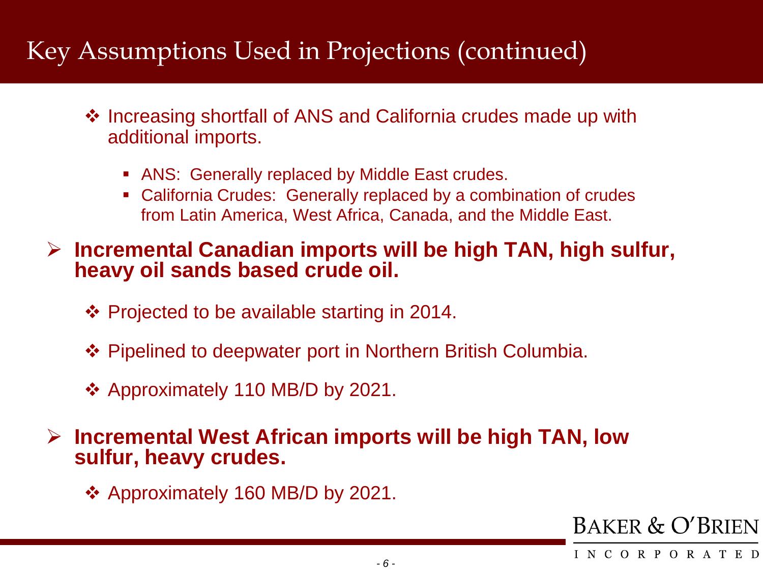# Key Assumptions Used in Projections (continued)

- Increasing shortfall of ANS and California crudes made up with additional imports.
  - ANS: Generally replaced by Middle East crudes.
  - California Crudes: Generally replaced by a combination of crudes from Latin America, West Africa, Canada, and the Middle East.

- **Incremental Canadian imports will be high TAN, high sulfur, heavy oil sands based crude oil.**
  - Projected to be available starting in 2014.
  - Pipelined to deepwater port in Northern British Columbia.
  - Approximately 110 MB/D by 2021.

- **Incremental West African imports will be high TAN, low sulfur, heavy crudes.**
  - Approximately 160 MB/D by 2021.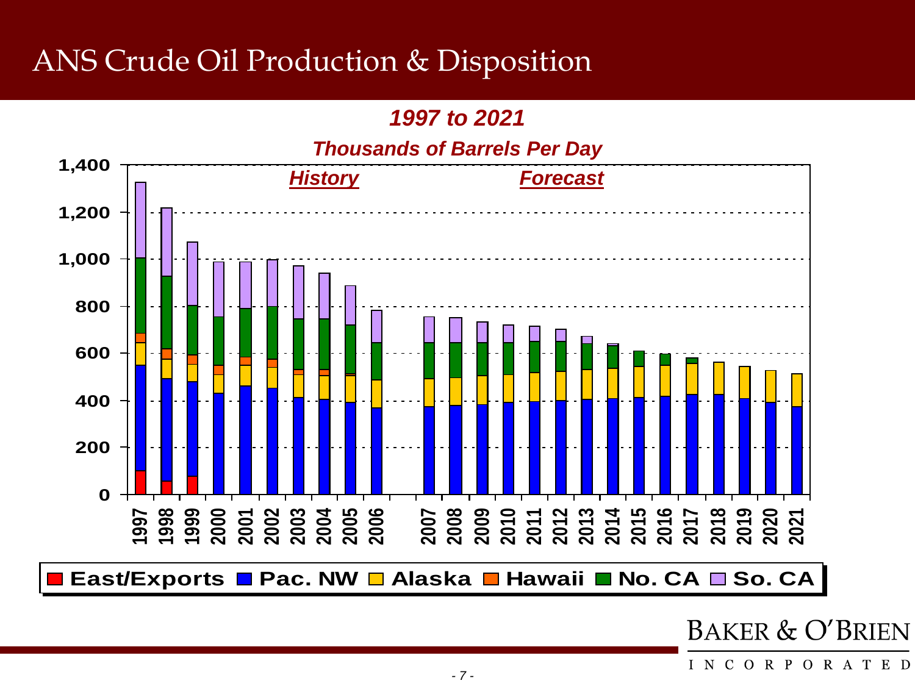# ANS Crude Oil Production & Disposition

***1997 to 2021***

***Thousands of Barrels Per Day***

***History*** ***Forecast***

**East/Exports** **Pac. NW** **Alaska** **Hawaii** **No. CA** **So. CA**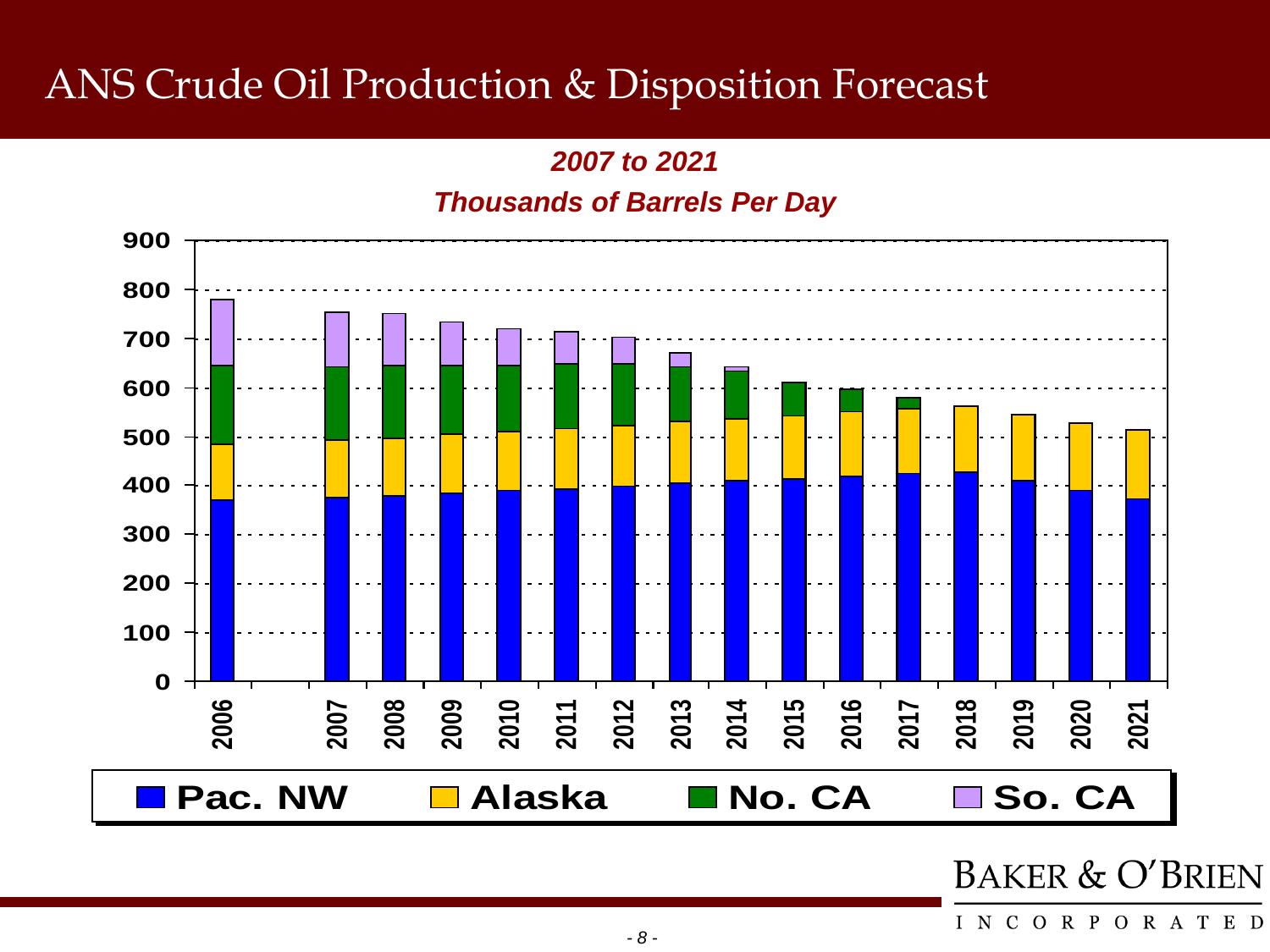# ANS Crude Oil Production & Disposition Forecast

***2007 to 2021***

***Thousands of Barrels Per Day***

Pac. NW | Alaska | No. CA | So. CA

BAKER & O'BRIEN INCORPORATED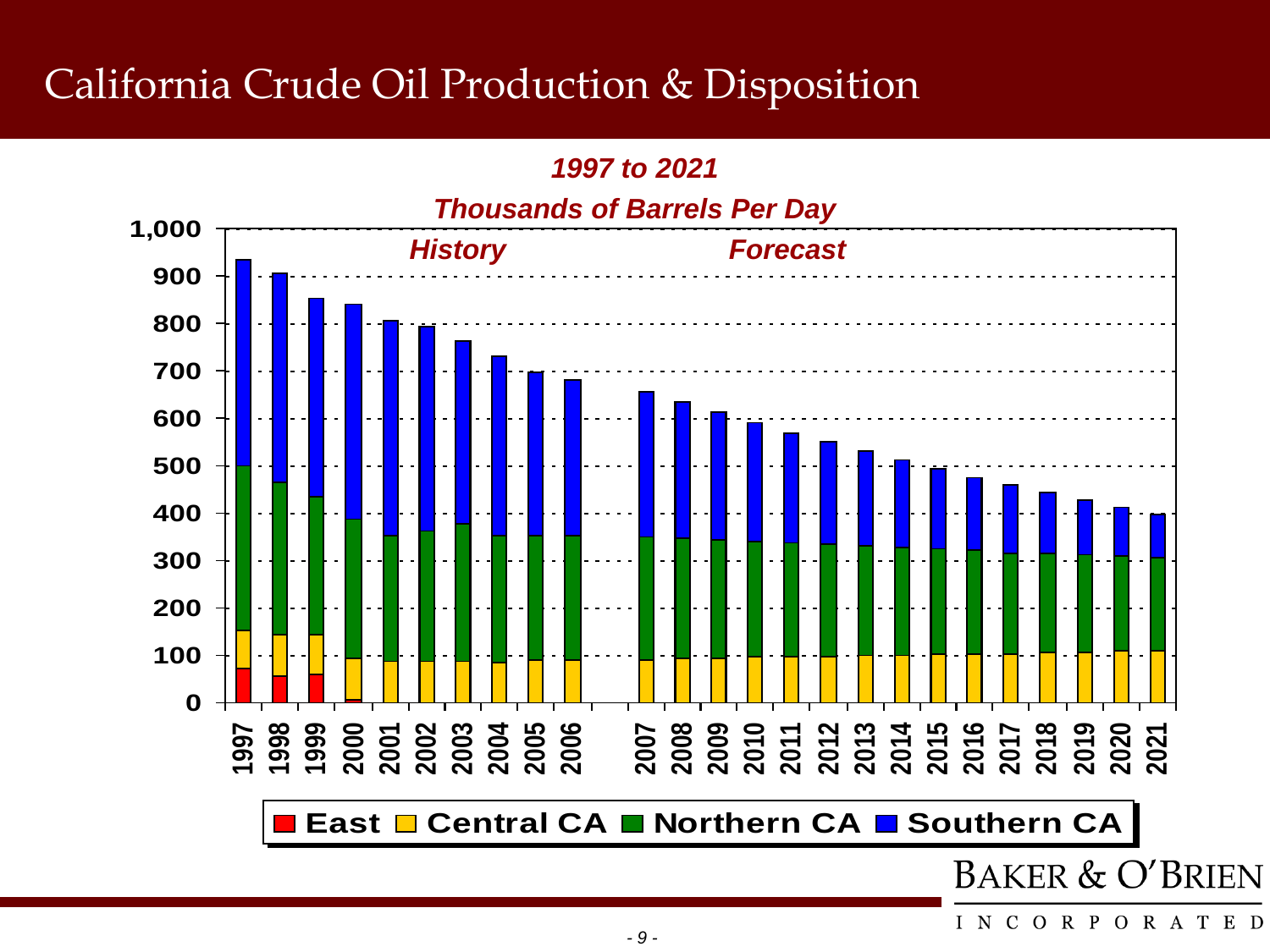# California Crude Oil Production & Disposition

*1997 to 2021*

*Thousands of Barrels Per Day*

*History* *Forecast*

| Year | East | Central CA | Northern CA | Southern CA |
|---|---|---|---|---|
| 1997 | | | | |
| 1998 | | | | |
| 1999 | | | | |
| 2000 | | | | |
| 2001 | | | | |
| 2002 | | | | |
| 2003 | | | | |
| 2004 | | | | |
| 2005 | | | | |
| 2006 | | | | |
| 2007 | | | | |
| 2008 | | | | |
| 2009 | | | | |
| 2010 | | | | |
| 2011 | | | | |
| 2012 | | | | |
| 2013 | | | | |
| 2014 | | | | |
| 2015 | | | | |
| 2016 | | | | |
| 2017 | | | | |
| 2018 | | | | |
| 2019 | | | | |
| 2020 | | | | |
| 2021 | | | | |

BAKER & O'BRIEN INCORPORATED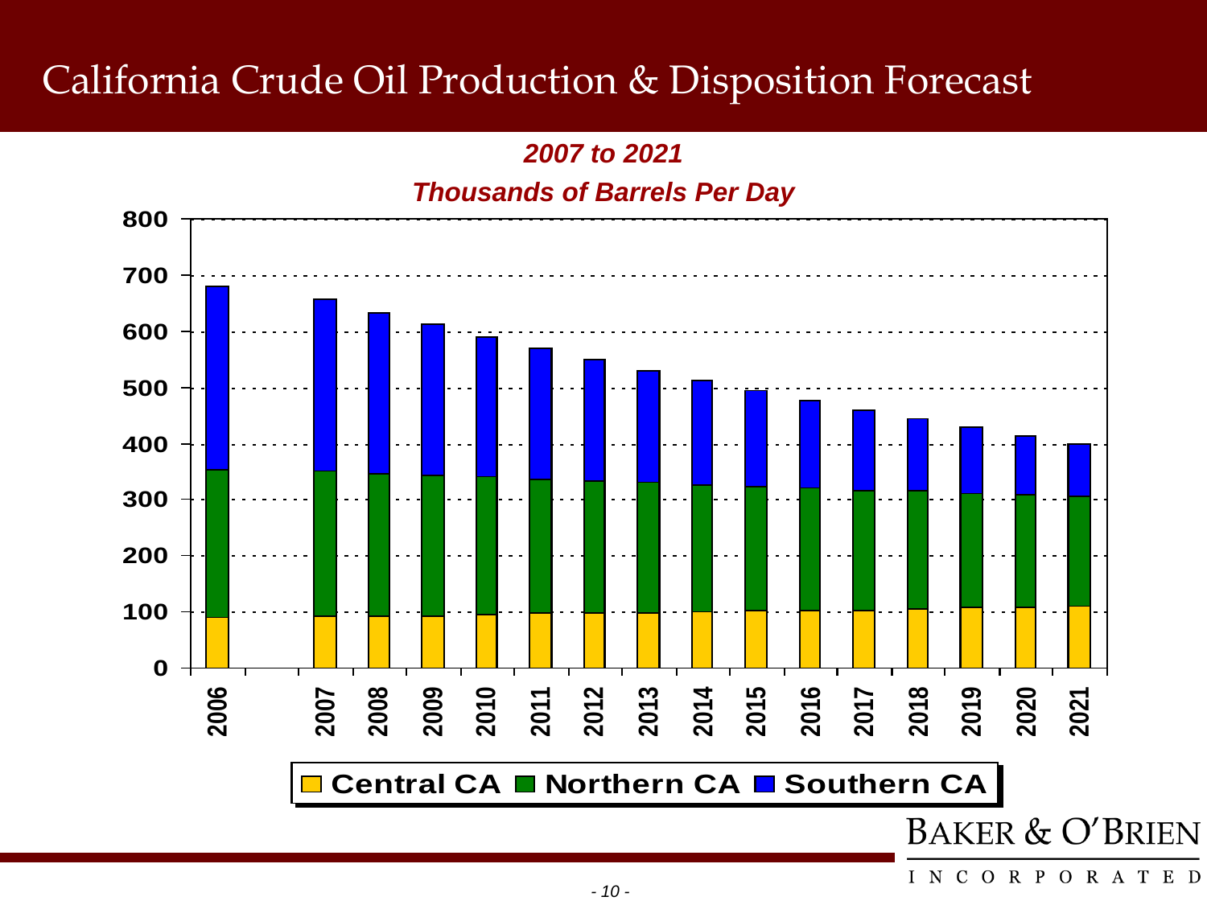# California Crude Oil Production & Disposition Forecast

***2007 to 2021***

***Thousands of Barrels Per Day***

Y-axis: 0, 100, 200, 300, 400, 500, 600, 700, 800

X-axis: 2006, 2007, 2008, 2009, 2010, 2011, 2012, 2013, 2014, 2015, 2016, 2017, 2018, 2019, 2020, 2021

Legend: Central CA, Northern CA, Southern CA

BAKER & O'BRIEN

INCORPORATED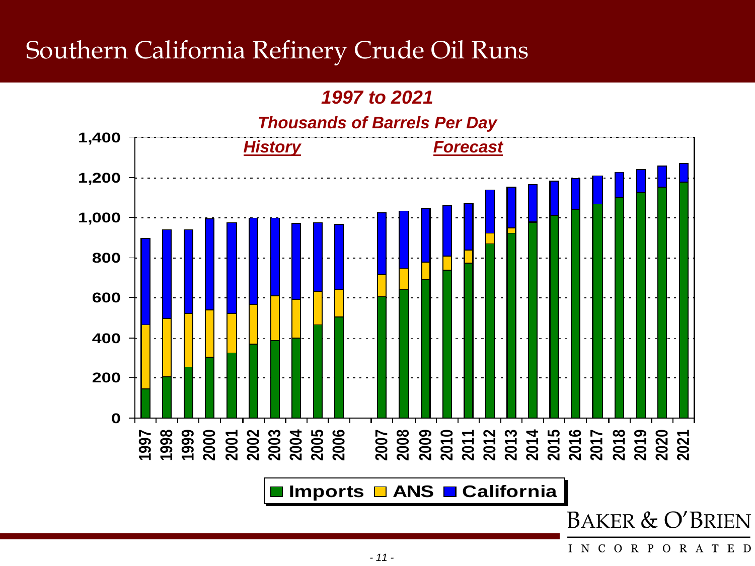# Southern California Refinery Crude Oil Runs

***1997 to 2021***

***Thousands of Barrels Per Day***

<u>*History*</u> <u>*Forecast*</u>

Imports ANS California

BAKER & O'BRIEN INCORPORATED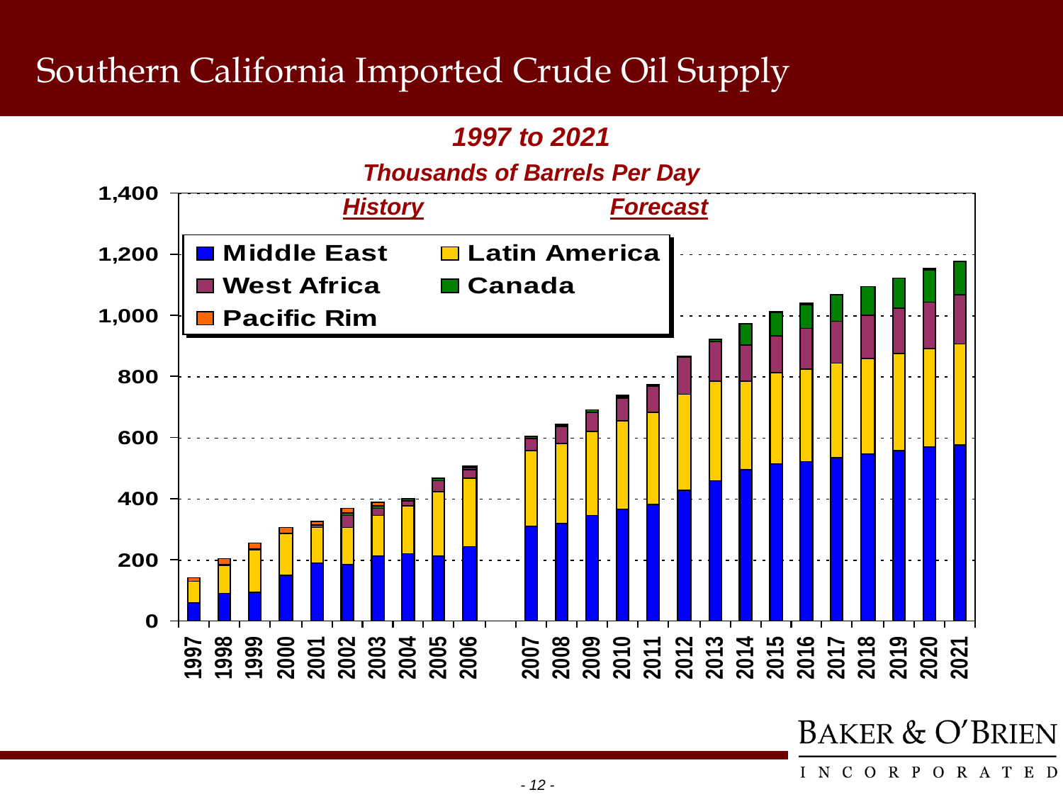# Southern California Imported Crude Oil Supply

***1997 to 2021***

***Thousands of Barrels Per Day***

*History* — *Forecast*

Legend: Middle East, Latin America, West Africa, Canada, Pacific Rim

Y-axis: 0, 200, 400, 600, 800, 1,000, 1,200, 1,400

X-axis: 1997, 1998, 1999, 2000, 2001, 2002, 2003, 2004, 2005, 2006, 2007, 2008, 2009, 2010, 2011, 2012, 2013, 2014, 2015, 2016, 2017, 2018, 2019, 2020, 2021

BAKER & O'BRIEN INCORPORATED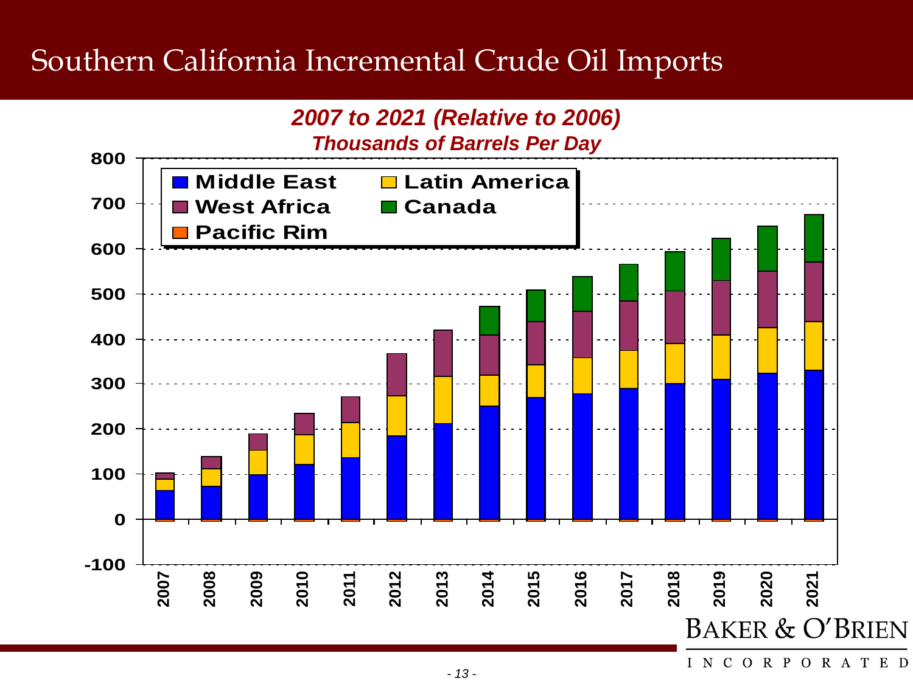# Southern California Incremental Crude Oil Imports

***2007 to 2021 (Relative to 2006)***

***Thousands of Barrels Per Day***

| Year | Middle East | Latin America | West Africa | Canada | Pacific Rim |
|---|---|---|---|---|---|
| 2007 | | | | | |
| 2008 | | | | | |
| 2009 | | | | | |
| 2010 | | | | | |
| 2011 | | | | | |
| 2012 | | | | | |
| 2013 | | | | | |
| 2014 | | | | | |
| 2015 | | | | | |
| 2016 | | | | | |
| 2017 | | | | | |
| 2018 | | | | | |
| 2019 | | | | | |
| 2020 | | | | | |
| 2021 | | | | | |

Y-axis: -100 to 800 (Thousands of Barrels Per Day)

BAKER & O'BRIEN INCORPORATED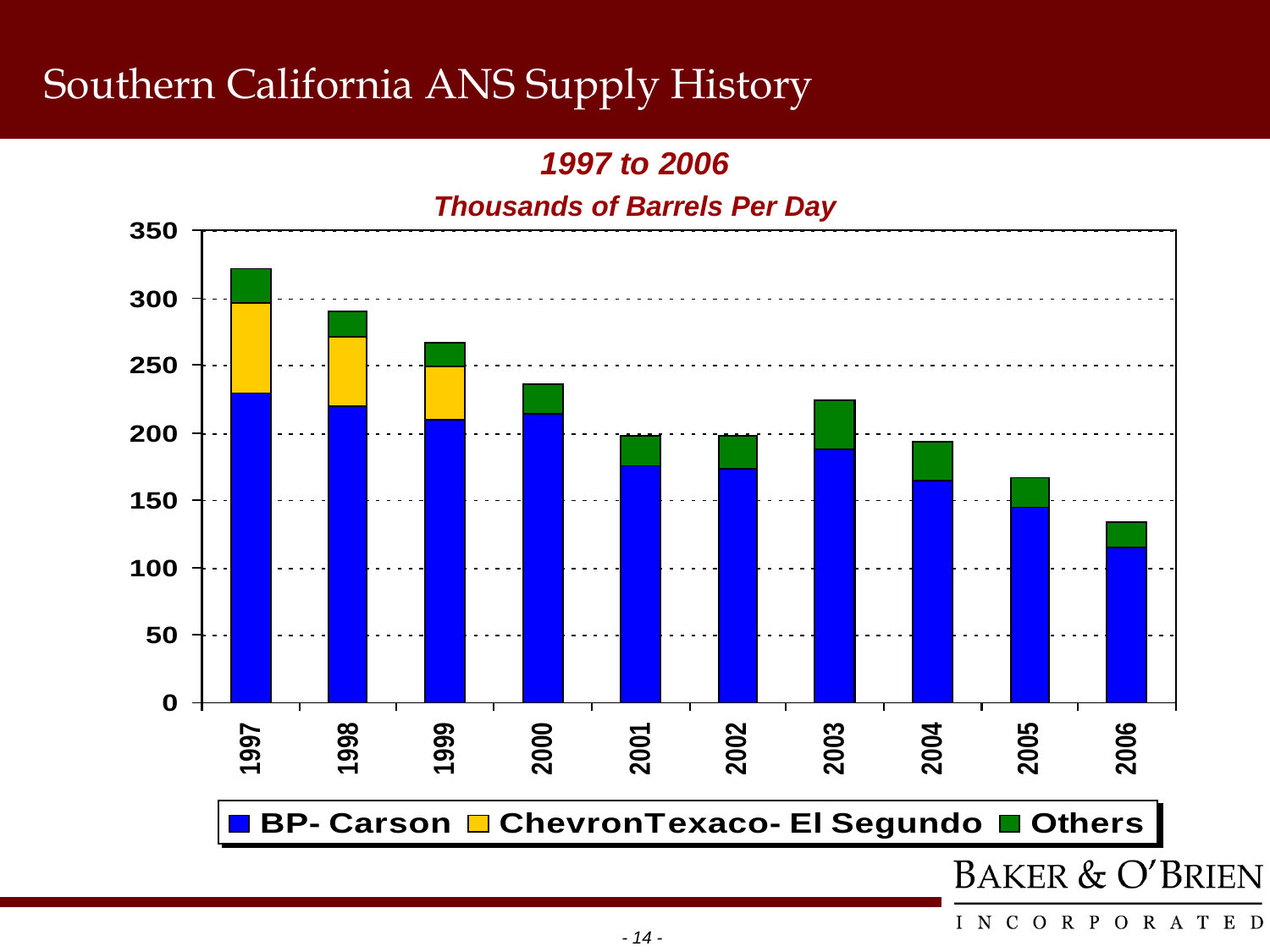# Southern California ANS Supply History

***1997 to 2006***

***Thousands of Barrels Per Day***

BP- Carson | ChevronTexaco- El Segundo | Others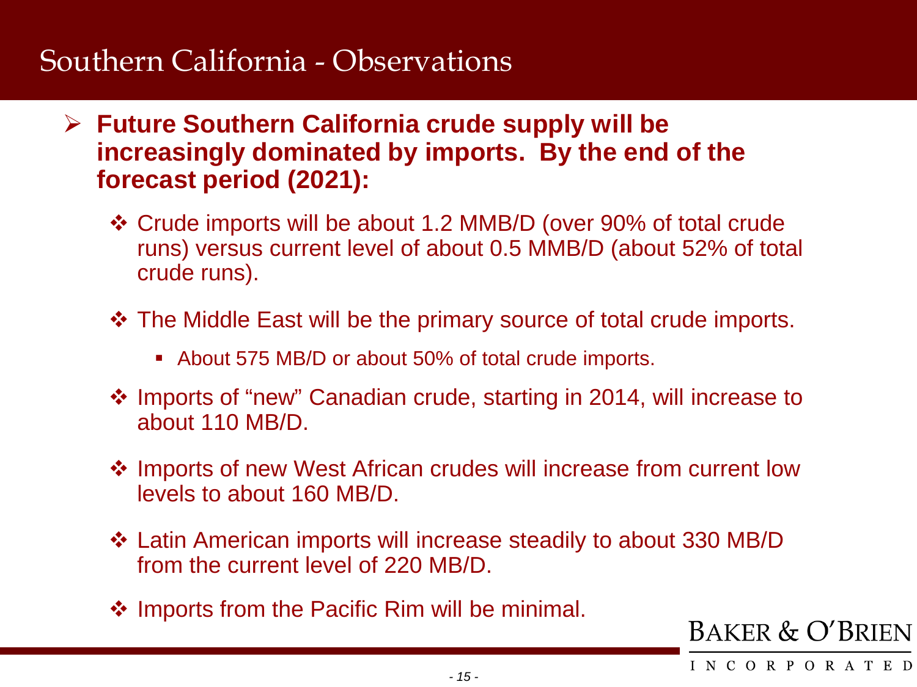# Southern California - Observations

- **Future Southern California crude supply will be increasingly dominated by imports. By the end of the forecast period (2021):**
  - Crude imports will be about 1.2 MMB/D (over 90% of total crude runs) versus current level of about 0.5 MMB/D (about 52% of total crude runs).
  - The Middle East will be the primary source of total crude imports.
    - About 575 MB/D or about 50% of total crude imports.
  - Imports of "new" Canadian crude, starting in 2014, will increase to about 110 MB/D.
  - Imports of new West African crudes will increase from current low levels to about 160 MB/D.
  - Latin American imports will increase steadily to about 330 MB/D from the current level of 220 MB/D.
  - Imports from the Pacific Rim will be minimal.

BAKER & O'BRIEN INCORPORATED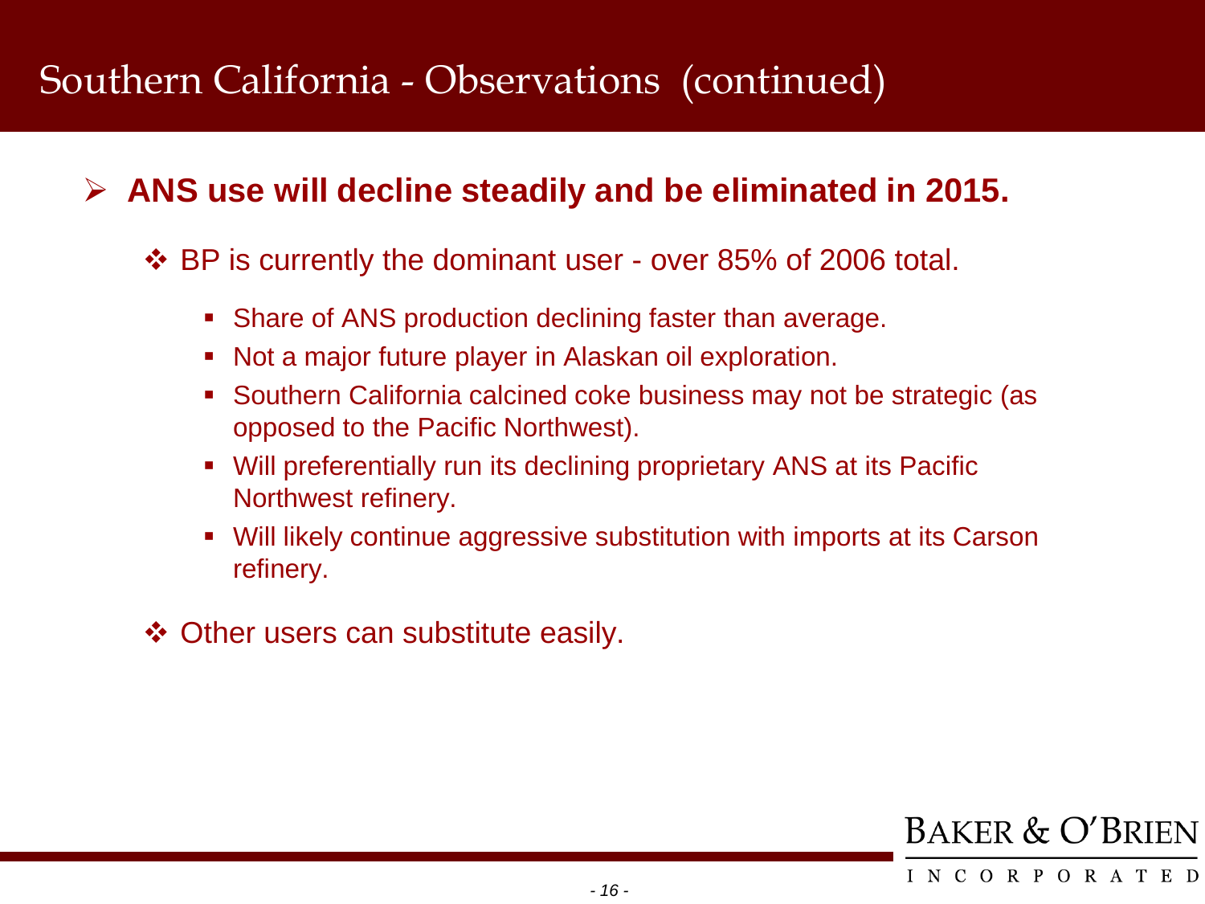# Southern California - Observations (continued)

- **ANS use will decline steadily and be eliminated in 2015.**
  - BP is currently the dominant user - over 85% of 2006 total.
    - Share of ANS production declining faster than average.
    - Not a major future player in Alaskan oil exploration.
    - Southern California calcined coke business may not be strategic (as opposed to the Pacific Northwest).
    - Will preferentially run its declining proprietary ANS at its Pacific Northwest refinery.
    - Will likely continue aggressive substitution with imports at its Carson refinery.
  - Other users can substitute easily.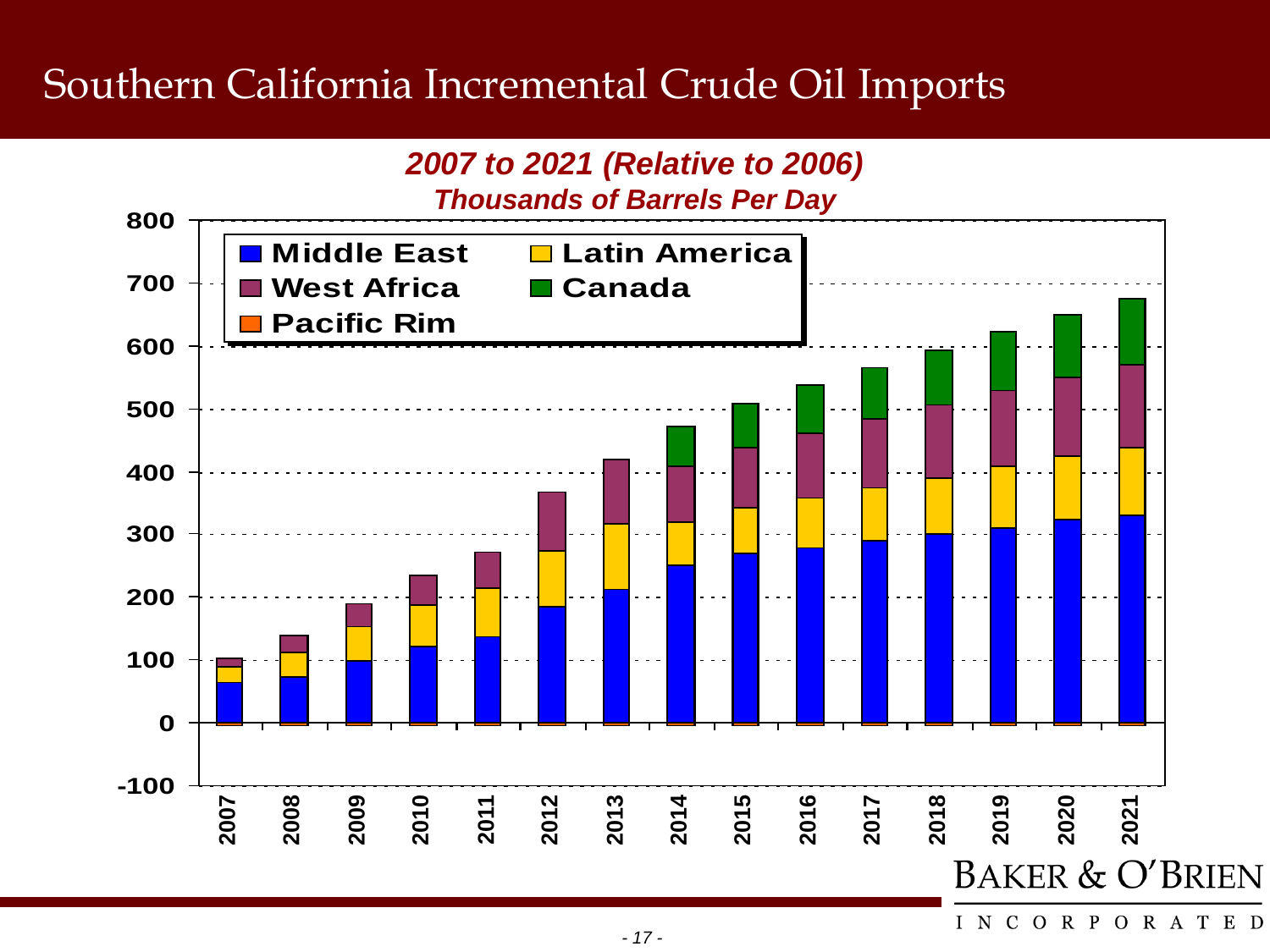# Southern California Incremental Crude Oil Imports

***2007 to 2021 (Relative to 2006)***

***Thousands of Barrels Per Day***

Legend: Middle East, Latin America, West Africa, Canada, Pacific Rim

Y-axis: -100, 0, 100, 200, 300, 400, 500, 600, 700, 800

X-axis: 2007, 2008, 2009, 2010, 2011, 2012, 2013, 2014, 2015, 2016, 2017, 2018, 2019, 2020, 2021

BAKER & O'BRIEN

INCORPORATED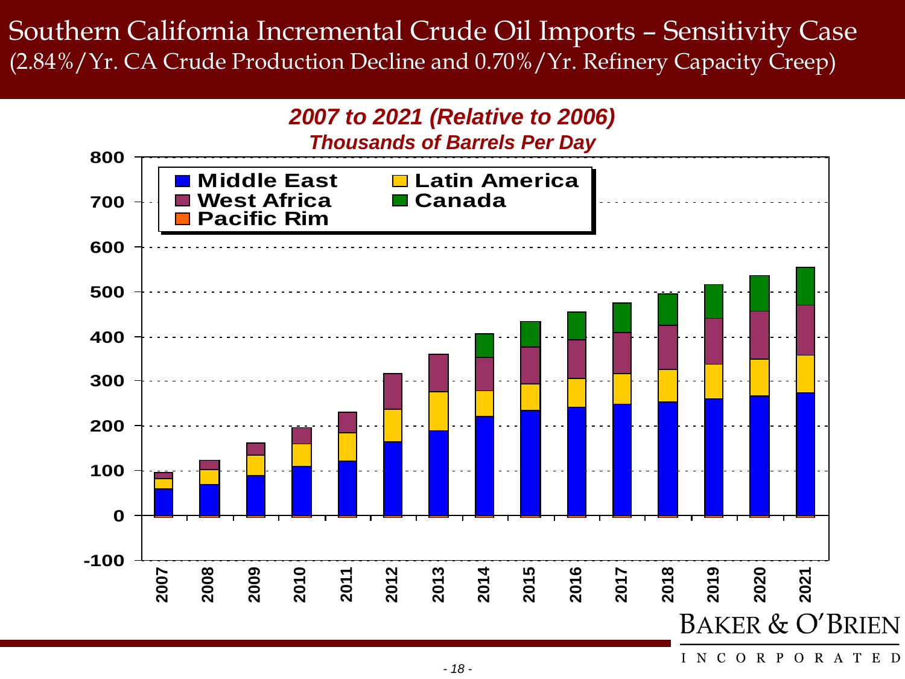# Southern California Incremental Crude Oil Imports – Sensitivity Case

(2.84%/Yr. CA Crude Production Decline and 0.70%/Yr. Refinery Capacity Creep)

***2007 to 2021 (Relative to 2006)***

***Thousands of Barrels Per Day***

Legend: Middle East, Latin America, West Africa, Canada, Pacific Rim

Y-axis: -100, 0, 100, 200, 300, 400, 500, 600, 700, 800

X-axis: 2007, 2008, 2009, 2010, 2011, 2012, 2013, 2014, 2015, 2016, 2017, 2018, 2019, 2020, 2021

BAKER & O'BRIEN INCORPORATED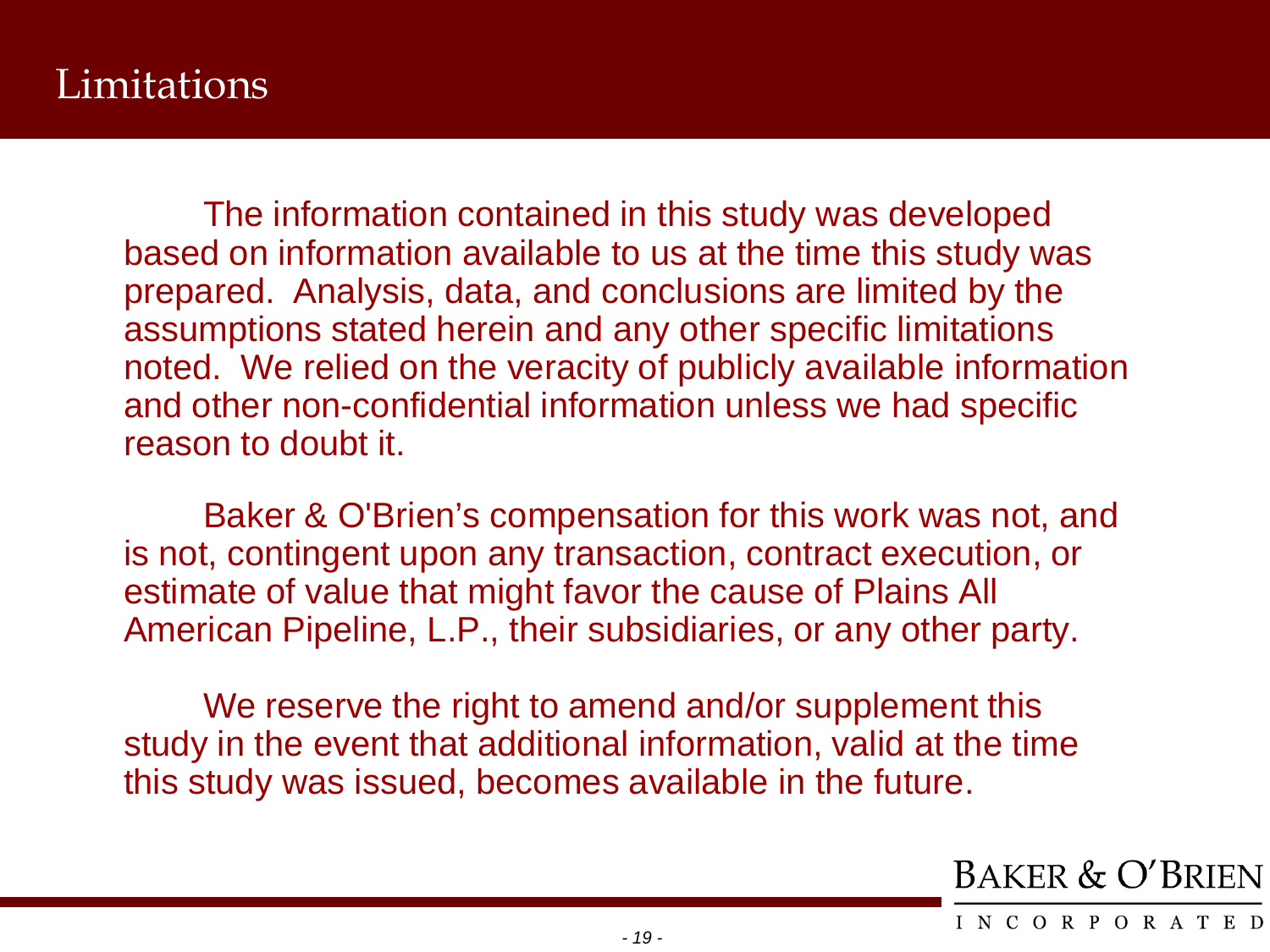# Limitations

The information contained in this study was developed based on information available to us at the time this study was prepared. Analysis, data, and conclusions are limited by the assumptions stated herein and any other specific limitations noted. We relied on the veracity of publicly available information and other non-confidential information unless we had specific reason to doubt it.

Baker & O'Brien's compensation for this work was not, and is not, contingent upon any transaction, contract execution, or estimate of value that might favor the cause of Plains All American Pipeline, L.P., their subsidiaries, or any other party.

We reserve the right to amend and/or supplement this study in the event that additional information, valid at the time this study was issued, becomes available in the future.

BAKER & O'BRIEN

INCORPORATED